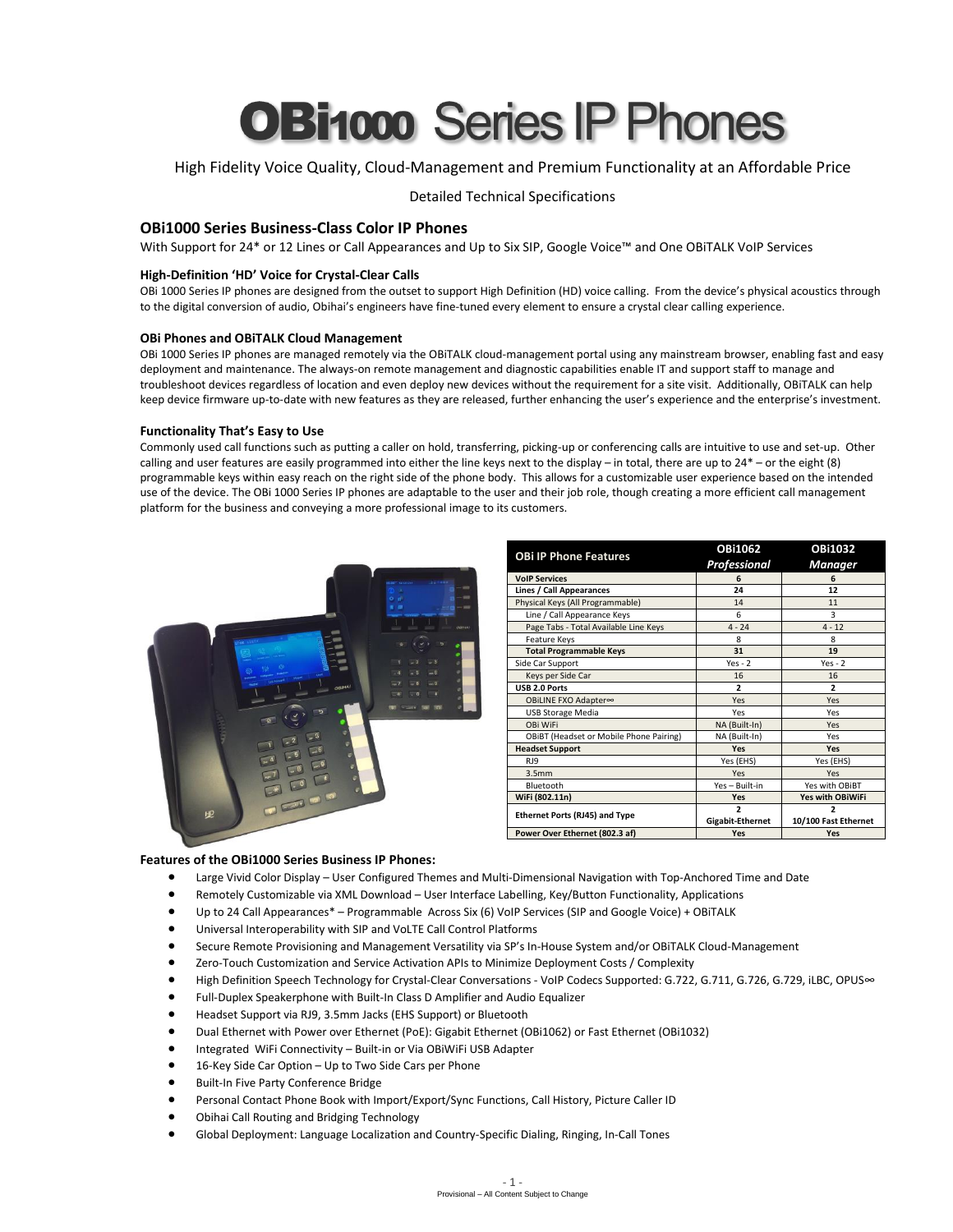# OBi1000 Series IP Phones

High Fidelity Voice Quality, Cloud-Management and Premium Functionality at an Affordable Price

Detailed Technical Specifications

## OBi1000 Series Business-Class Color IP Phones

With Support for 24* or 12 Lines or Call Appearances and Up to Six SIP, Google Voice™ and One OBiTALK VoIP Services

### High-Definition 'HD' Voice for Crystal-Clear Calls

OBi 1000 Series IP phones are designed from the outset to support High Definition (HD) voice calling. From the device's physical acoustics through to the digital conversion of audio, Obihai's engineers have fine-tuned every element to ensure a crystal clear calling experience.

### OBi Phones and OBiTALK Cloud Management

OBi 1000 Series IP phones are managed remotely via the OBiTALK cloud-management portal using any mainstream browser, enabling fast and easy deployment and maintenance. The always-on remote management and diagnostic capabilities enable IT and support staff to manage and troubleshoot devices regardless of location and even deploy new devices without the requirement for a site visit. Additionally, OBiTALK can help keep device firmware up-to-date with new features as they are released, further enhancing the user's experience and the enterprise's investment.

### Functionality That's Easy to Use

Commonly used call functions such as putting a caller on hold, transferring, picking-up or conferencing calls are intuitive to use and set-up. Other calling and user features are easily programmed into either the line keys next to the display – in total, there are up to 24* – or the eight (8) programmable keys within easy reach on the right side of the phone body. This allows for a customizable user experience based on the intended use of the device. The OBi 1000 Series IP phones are adaptable to the user and their job role, though creating a more efficient call management platform for the business and conveying a more professional image to its customers.

| OBi IP Phone Features | OBi1062 *Professional* | OBi1032 *Manager* |
|---|---|---|
| **VoIP Services** | **6** | **6** |
| **Lines / Call Appearances** | **24** | **12** |
| Physical Keys (All Programmable) | 14 | 11 |
| Line / Call Appearance Keys | 6 | 3 |
| Page Tabs - Total Available Line Keys | 4 - 24 | 4 - 12 |
| Feature Keys | 8 | 8 |
| **Total Programmable Keys** | **31** | **19** |
| Side Car Support | Yes - 2 | Yes - 2 |
| Keys per Side Car | 16 | 16 |
| **USB 2.0 Ports** | **2** | **2** |
| OBiLINE FXO Adapter∞ | Yes | Yes |
| USB Storage Media | Yes | Yes |
| OBi WiFi | NA (Built-In) | Yes |
| OBiBT (Headset or Mobile Phone Pairing) | NA (Built-In) | Yes |
| **Headset Support** | **Yes** | **Yes** |
| RJ9 | Yes (EHS) | Yes (EHS) |
| 3.5mm | Yes | Yes |
| Bluetooth | Yes – Built-in | Yes with OBiBT |
| **WiFi (802.11n)** | **Yes** | **Yes with OBiWiFi** |
| **Ethernet Ports (RJ45) and Type** | **2 Gigabit-Ethernet** | **2 10/100 Fast Ethernet** |
| **Power Over Ethernet (802.3 af)** | **Yes** | **Yes** |

### Features of the OBi1000 Series Business IP Phones:

- Large Vivid Color Display – User Configured Themes and Multi-Dimensional Navigation with Top-Anchored Time and Date
- Remotely Customizable via XML Download – User Interface Labelling, Key/Button Functionality, Applications
- Up to 24 Call Appearances* – Programmable Across Six (6) VoIP Services (SIP and Google Voice) + OBiTALK
- Universal Interoperability with SIP and VoLTE Call Control Platforms
- Secure Remote Provisioning and Management Versatility via SP's In-House System and/or OBiTALK Cloud-Management
- Zero-Touch Customization and Service Activation APIs to Minimize Deployment Costs / Complexity
- High Definition Speech Technology for Crystal-Clear Conversations - VoIP Codecs Supported: G.722, G.711, G.726, G.729, iLBC, OPUS∞
- Full-Duplex Speakerphone with Built-In Class D Amplifier and Audio Equalizer
- Headset Support via RJ9, 3.5mm Jacks (EHS Support) or Bluetooth
- Dual Ethernet with Power over Ethernet (PoE): Gigabit Ethernet (OBi1062) or Fast Ethernet (OBi1032)
- Integrated WiFi Connectivity – Built-in or Via OBiWiFi USB Adapter
- 16-Key Side Car Option – Up to Two Side Cars per Phone
- Built-In Five Party Conference Bridge
- Personal Contact Phone Book with Import/Export/Sync Functions, Call History, Picture Caller ID
- Obihai Call Routing and Bridging Technology
- Global Deployment: Language Localization and Country-Specific Dialing, Ringing, In-Call Tones

Provisional – All Content Subject to Change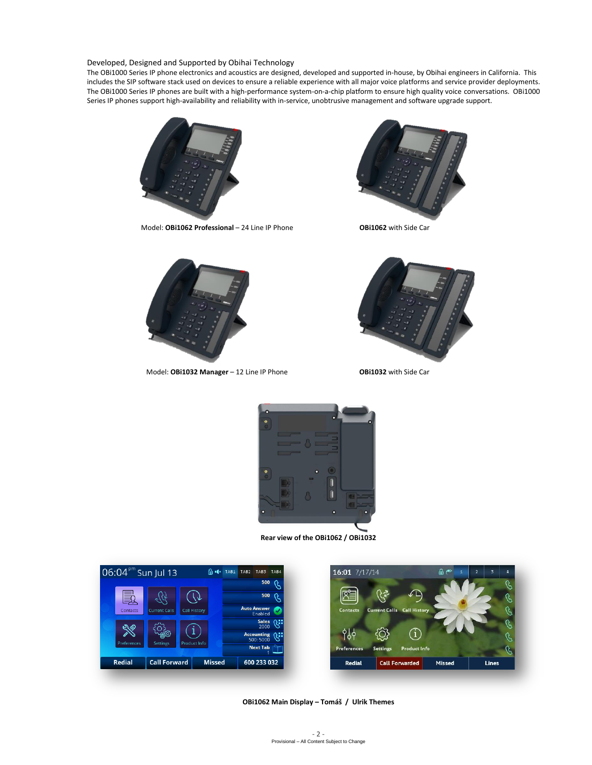## Developed, Designed and Supported by Obihai Technology

The OBi1000 Series IP phone electronics and acoustics are designed, developed and supported in-house, by Obihai engineers in California. This includes the SIP software stack used on devices to ensure a reliable experience with all major voice platforms and service provider deployments. The OBi1000 Series IP phones are built with a high-performance system-on-a-chip platform to ensure high quality voice conversations. OBi1000 Series IP phones support high-availability and reliability with in-service, unobtrusive management and software upgrade support.

Model: **OBi1062 Professional** – 24 Line IP Phone

**OBi1062** with Side Car

Model: **OBi1032 Manager** – 12 Line IP Phone

**OBi1032** with Side Car

**Rear view of the OBi1062 / OBi1032**

**OBi1062 Main Display – Tomáš / Ulrik Themes**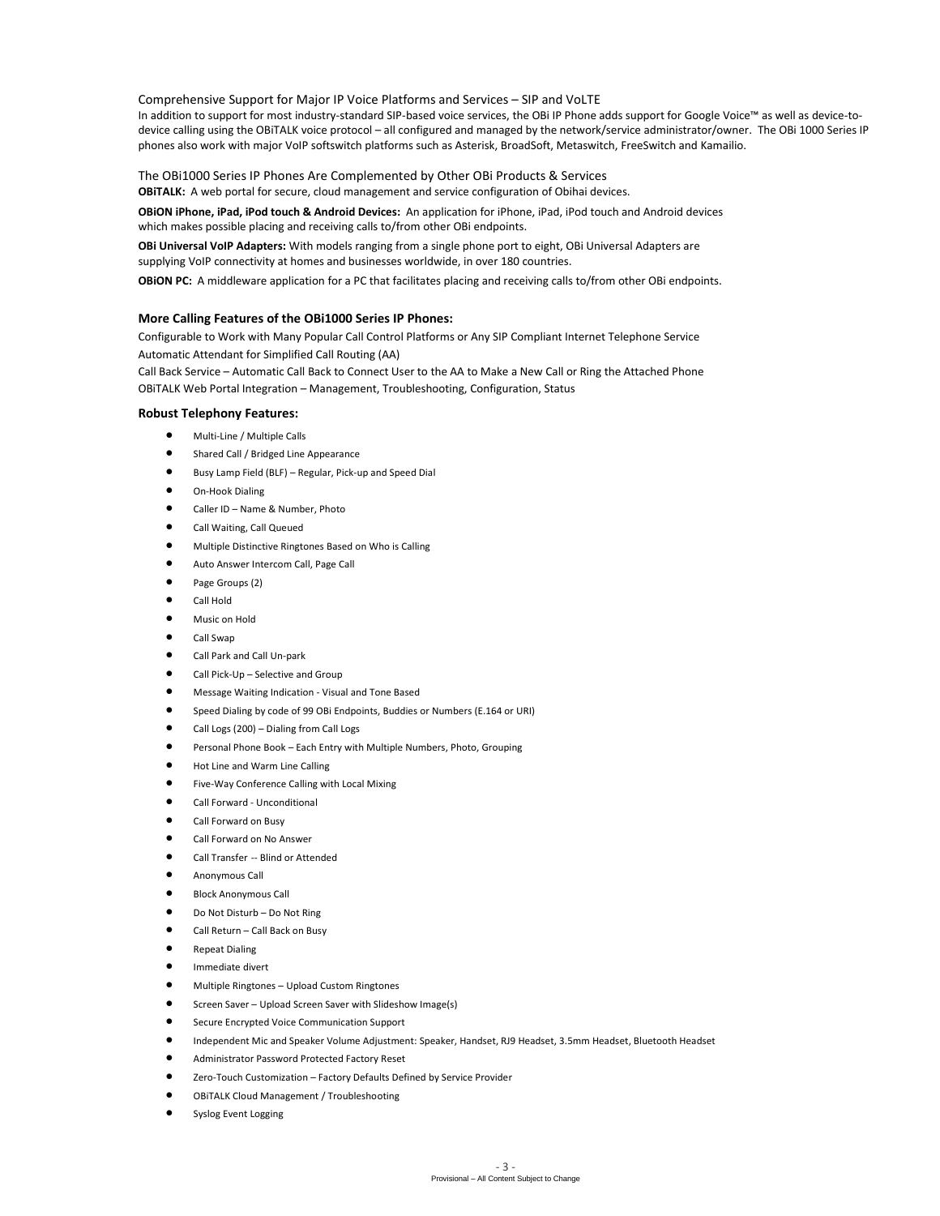Comprehensive Support for Major IP Voice Platforms and Services – SIP and VoLTE

In addition to support for most industry-standard SIP-based voice services, the OBi IP Phone adds support for Google Voice™ as well as device-to-device calling using the OBiTALK voice protocol – all configured and managed by the network/service administrator/owner. The OBi 1000 Series IP phones also work with major VoIP softswitch platforms such as Asterisk, BroadSoft, Metaswitch, FreeSwitch and Kamailio.

The OBi1000 Series IP Phones Are Complemented by Other OBi Products & Services

**OBiTALK:** A web portal for secure, cloud management and service configuration of Obihai devices.

**OBiON iPhone, iPad, iPod touch & Android Devices:** An application for iPhone, iPad, iPod touch and Android devices which makes possible placing and receiving calls to/from other OBi endpoints.

**OBi Universal VoIP Adapters:** With models ranging from a single phone port to eight, OBi Universal Adapters are supplying VoIP connectivity at homes and businesses worldwide, in over 180 countries.

**OBiON PC:** A middleware application for a PC that facilitates placing and receiving calls to/from other OBi endpoints.

**More Calling Features of the OBi1000 Series IP Phones:**

Configurable to Work with Many Popular Call Control Platforms or Any SIP Compliant Internet Telephone Service
Automatic Attendant for Simplified Call Routing (AA)
Call Back Service – Automatic Call Back to Connect User to the AA to Make a New Call or Ring the Attached Phone
OBiTALK Web Portal Integration – Management, Troubleshooting, Configuration, Status

**Robust Telephony Features:**

- Multi-Line / Multiple Calls
- Shared Call / Bridged Line Appearance
- Busy Lamp Field (BLF) – Regular, Pick-up and Speed Dial
- On-Hook Dialing
- Caller ID – Name & Number, Photo
- Call Waiting, Call Queued
- Multiple Distinctive Ringtones Based on Who is Calling
- Auto Answer Intercom Call, Page Call
- Page Groups (2)
- Call Hold
- Music on Hold
- Call Swap
- Call Park and Call Un-park
- Call Pick-Up – Selective and Group
- Message Waiting Indication - Visual and Tone Based
- Speed Dialing by code of 99 OBi Endpoints, Buddies or Numbers (E.164 or URI)
- Call Logs (200) – Dialing from Call Logs
- Personal Phone Book – Each Entry with Multiple Numbers, Photo, Grouping
- Hot Line and Warm Line Calling
- Five-Way Conference Calling with Local Mixing
- Call Forward - Unconditional
- Call Forward on Busy
- Call Forward on No Answer
- Call Transfer -- Blind or Attended
- Anonymous Call
- Block Anonymous Call
- Do Not Disturb – Do Not Ring
- Call Return – Call Back on Busy
- Repeat Dialing
- Immediate divert
- Multiple Ringtones – Upload Custom Ringtones
- Screen Saver – Upload Screen Saver with Slideshow Image(s)
- Secure Encrypted Voice Communication Support
- Independent Mic and Speaker Volume Adjustment: Speaker, Handset, RJ9 Headset, 3.5mm Headset, Bluetooth Headset
- Administrator Password Protected Factory Reset
- Zero-Touch Customization – Factory Defaults Defined by Service Provider
- OBiTALK Cloud Management / Troubleshooting
- Syslog Event Logging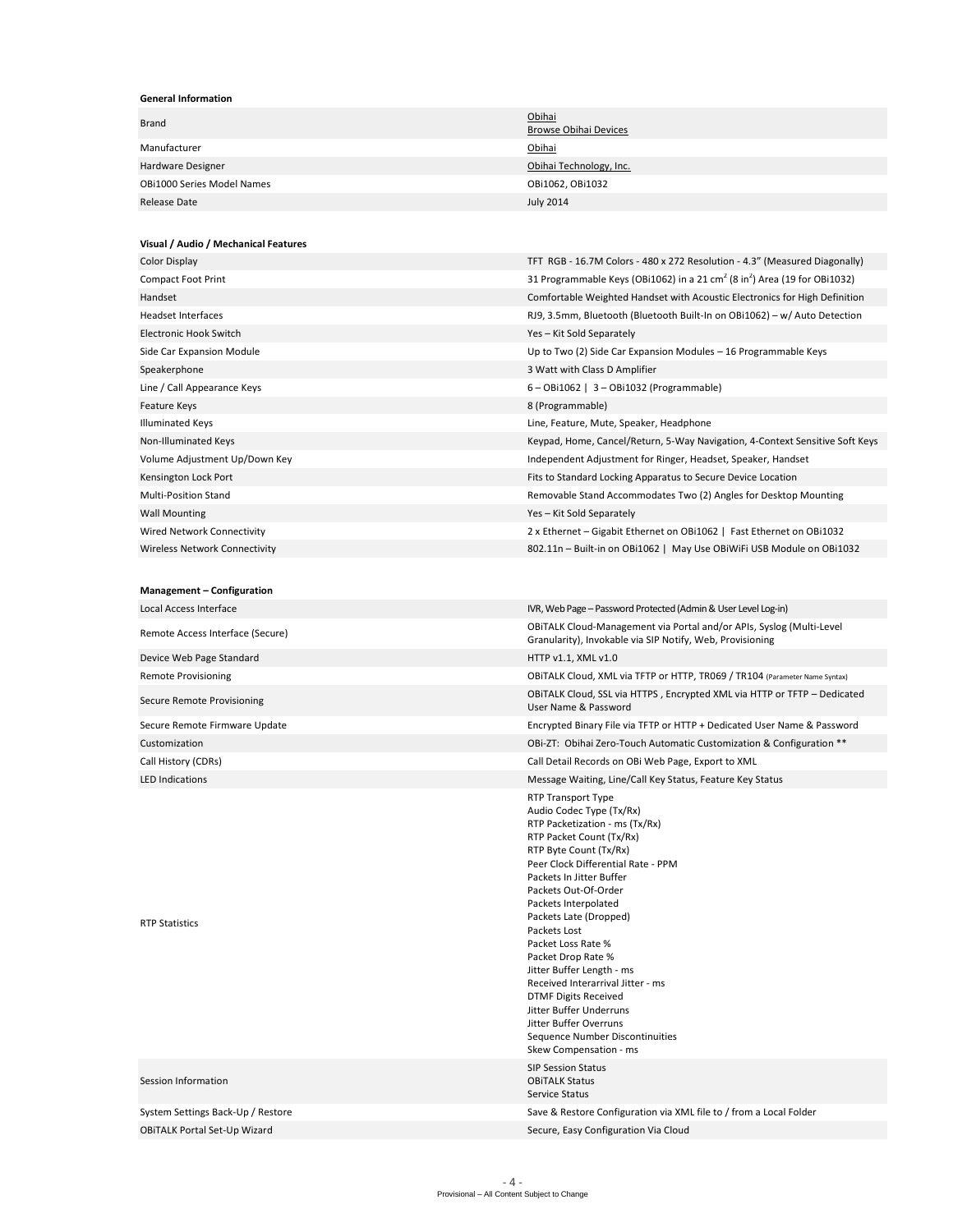**General Information**

| | |
|---|---|
| Brand | Obihai<br>Browse Obihai Devices |
| Manufacturer | Obihai |
| Hardware Designer | Obihai Technology, Inc. |
| OBi1000 Series Model Names | OBi1062, OBi1032 |
| Release Date | July 2014 |

**Visual / Audio / Mechanical Features**

| | |
|---|---|
| Color Display | TFT RGB - 16.7M Colors - 480 x 272 Resolution - 4.3" (Measured Diagonally) |
| Compact Foot Print | 31 Programmable Keys (OBi1062) in a 21 $cm^2$ (8 $in^2$) Area (19 for OBi1032) |
| Handset | Comfortable Weighted Handset with Acoustic Electronics for High Definition |
| Headset Interfaces | RJ9, 3.5mm, Bluetooth (Bluetooth Built-In on OBi1062) – w/ Auto Detection |
| Electronic Hook Switch | Yes – Kit Sold Separately |
| Side Car Expansion Module | Up to Two (2) Side Car Expansion Modules – 16 Programmable Keys |
| Speakerphone | 3 Watt with Class D Amplifier |
| Line / Call Appearance Keys | 6 – OBi1062 \| 3 – OBi1032 (Programmable) |
| Feature Keys | 8 (Programmable) |
| Illuminated Keys | Line, Feature, Mute, Speaker, Headphone |
| Non-Illuminated Keys | Keypad, Home, Cancel/Return, 5-Way Navigation, 4-Context Sensitive Soft Keys |
| Volume Adjustment Up/Down Key | Independent Adjustment for Ringer, Headset, Speaker, Handset |
| Kensington Lock Port | Fits to Standard Locking Apparatus to Secure Device Location |
| Multi-Position Stand | Removable Stand Accommodates Two (2) Angles for Desktop Mounting |
| Wall Mounting | Yes – Kit Sold Separately |
| Wired Network Connectivity | 2 x Ethernet – Gigabit Ethernet on OBi1062 \| Fast Ethernet on OBi1032 |
| Wireless Network Connectivity | 802.11n – Built-in on OBi1062 \| May Use OBiWiFi USB Module on OBi1032 |

**Management – Configuration**

| | |
|---|---|
| Local Access Interface | IVR, Web Page – Password Protected (Admin & User Level Log-in) |
| Remote Access Interface (Secure) | OBiTALK Cloud-Management via Portal and/or APIs, Syslog (Multi-Level Granularity), Invokable via SIP Notify, Web, Provisioning |
| Device Web Page Standard | HTTP v1.1, XML v1.0 |
| Remote Provisioning | OBiTALK Cloud, XML via TFTP or HTTP, TR069 / TR104 (Parameter Name Syntax) |
| Secure Remote Provisioning | OBiTALK Cloud, SSL via HTTPS , Encrypted XML via HTTP or TFTP – Dedicated User Name & Password |
| Secure Remote Firmware Update | Encrypted Binary File via TFTP or HTTP + Dedicated User Name & Password |
| Customization | OBi-ZT: Obihai Zero-Touch Automatic Customization & Configuration ** |
| Call History (CDRs) | Call Detail Records on OBi Web Page, Export to XML |
| LED Indications | Message Waiting, Line/Call Key Status, Feature Key Status |
| RTP Statistics | RTP Transport Type<br>Audio Codec Type (Tx/Rx)<br>RTP Packetization - ms (Tx/Rx)<br>RTP Packet Count (Tx/Rx)<br>RTP Byte Count (Tx/Rx)<br>Peer Clock Differential Rate - PPM<br>Packets In Jitter Buffer<br>Packets Out-Of-Order<br>Packets Interpolated<br>Packets Late (Dropped)<br>Packets Lost<br>Packet Loss Rate %<br>Packet Drop Rate %<br>Jitter Buffer Length - ms<br>Received Interarrival Jitter - ms<br>DTMF Digits Received<br>Jitter Buffer Underruns<br>Jitter Buffer Overruns<br>Sequence Number Discontinuities<br>Skew Compensation - ms |
| Session Information | SIP Session Status<br>OBiTALK Status<br>Service Status |
| System Settings Back-Up / Restore | Save & Restore Configuration via XML file to / from a Local Folder |
| OBiTALK Portal Set-Up Wizard | Secure, Easy Configuration Via Cloud |

Provisional – All Content Subject to Change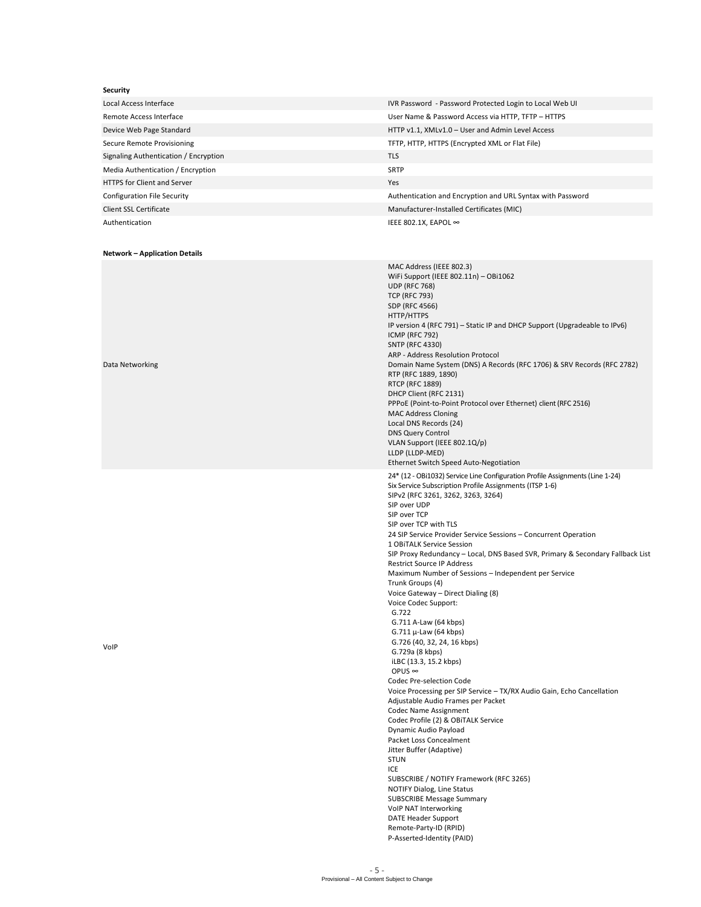**Security**

| | |
|---|---|
| Local Access Interface | IVR Password - Password Protected Login to Local Web UI |
| Remote Access Interface | User Name & Password Access via HTTP, TFTP – HTTPS |
| Device Web Page Standard | HTTP v1.1, XMLv1.0 – User and Admin Level Access |
| Secure Remote Provisioning | TFTP, HTTP, HTTPS (Encrypted XML or Flat File) |
| Signaling Authentication / Encryption | TLS |
| Media Authentication / Encryption | SRTP |
| HTTPS for Client and Server | Yes |
| Configuration File Security | Authentication and Encryption and URL Syntax with Password |
| Client SSL Certificate | Manufacturer-Installed Certificates (MIC) |
| Authentication | IEEE 802.1X, EAPOL ∞ |

**Network – Application Details**

| | |
|---|---|
| Data Networking | MAC Address (IEEE 802.3)<br>WiFi Support (IEEE 802.11n) – OBi1062<br>UDP (RFC 768)<br>TCP (RFC 793)<br>SDP (RFC 4566)<br>HTTP/HTTPS<br>IP version 4 (RFC 791) – Static IP and DHCP Support (Upgradeable to IPv6)<br>ICMP (RFC 792)<br>SNTP (RFC 4330)<br>ARP - Address Resolution Protocol<br>Domain Name System (DNS) A Records (RFC 1706) & SRV Records (RFC 2782)<br>RTP (RFC 1889, 1890)<br>RTCP (RFC 1889)<br>DHCP Client (RFC 2131)<br>PPPoE (Point-to-Point Protocol over Ethernet) client (RFC 2516)<br>MAC Address Cloning<br>Local DNS Records (24)<br>DNS Query Control<br>VLAN Support (IEEE 802.1Q/p)<br>LLDP (LLDP-MED)<br>Ethernet Switch Speed Auto-Negotiation |
| VoIP | 24* (12 - OBi1032) Service Line Configuration Profile Assignments (Line 1-24)<br>Six Service Subscription Profile Assignments (ITSP 1-6)<br>SIPv2 (RFC 3261, 3262, 3263, 3264)<br>SIP over UDP<br>SIP over TCP<br>SIP over TCP with TLS<br>24 SIP Service Provider Service Sessions – Concurrent Operation<br>1 OBiTALK Service Session<br>SIP Proxy Redundancy – Local, DNS Based SVR, Primary & Secondary Fallback List<br>Restrict Source IP Address<br>Maximum Number of Sessions – Independent per Service<br>Trunk Groups (4)<br>Voice Gateway – Direct Dialing (8)<br>Voice Codec Support:<br>G.722<br>G.711 A-Law (64 kbps)<br>G.711 µ-Law (64 kbps)<br>G.726 (40, 32, 24, 16 kbps)<br>G.729a (8 kbps)<br>iLBC (13.3, 15.2 kbps)<br>OPUS ∞<br>Codec Pre-selection Code<br>Voice Processing per SIP Service – TX/RX Audio Gain, Echo Cancellation<br>Adjustable Audio Frames per Packet<br>Codec Name Assignment<br>Codec Profile (2) & OBiTALK Service<br>Dynamic Audio Payload<br>Packet Loss Concealment<br>Jitter Buffer (Adaptive)<br>STUN<br>ICE<br>SUBSCRIBE / NOTIFY Framework (RFC 3265)<br>NOTIFY Dialog, Line Status<br>SUBSCRIBE Message Summary<br>VoIP NAT Interworking<br>DATE Header Support<br>Remote-Party-ID (RPID)<br>P-Asserted-Identity (PAID) |

Provisional – All Content Subject to Change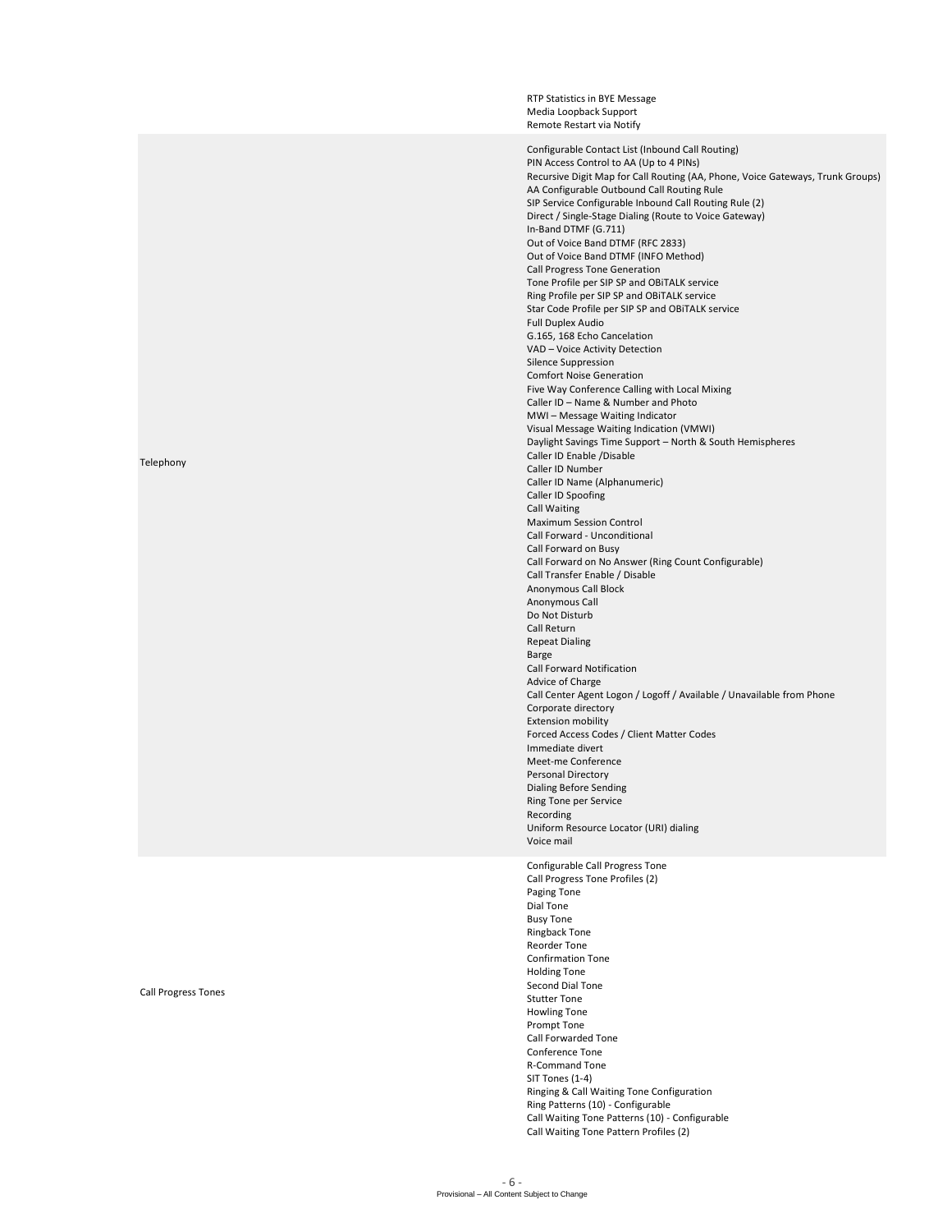| | |
|---|---|
| | RTP Statistics in BYE Message<br>Media Loopback Support<br>Remote Restart via Notify |
| Telephony | Configurable Contact List (Inbound Call Routing)<br>PIN Access Control to AA (Up to 4 PINs)<br>Recursive Digit Map for Call Routing (AA, Phone, Voice Gateways, Trunk Groups)<br>AA Configurable Outbound Call Routing Rule<br>SIP Service Configurable Inbound Call Routing Rule (2)<br>Direct / Single-Stage Dialing (Route to Voice Gateway)<br>In-Band DTMF (G.711)<br>Out of Voice Band DTMF (RFC 2833)<br>Out of Voice Band DTMF (INFO Method)<br>Call Progress Tone Generation<br>Tone Profile per SIP SP and OBiTALK service<br>Ring Profile per SIP SP and OBiTALK service<br>Star Code Profile per SIP SP and OBiTALK service<br>Full Duplex Audio<br>G.165, 168 Echo Cancelation<br>VAD – Voice Activity Detection<br>Silence Suppression<br>Comfort Noise Generation<br>Five Way Conference Calling with Local Mixing<br>Caller ID – Name & Number and Photo<br>MWI – Message Waiting Indicator<br>Visual Message Waiting Indication (VMWI)<br>Daylight Savings Time Support – North & South Hemispheres<br>Caller ID Enable /Disable<br>Caller ID Number<br>Caller ID Name (Alphanumeric)<br>Caller ID Spoofing<br>Call Waiting<br>Maximum Session Control<br>Call Forward - Unconditional<br>Call Forward on Busy<br>Call Forward on No Answer (Ring Count Configurable)<br>Call Transfer Enable / Disable<br>Anonymous Call Block<br>Anonymous Call<br>Do Not Disturb<br>Call Return<br>Repeat Dialing<br>Barge<br>Call Forward Notification<br>Advice of Charge<br>Call Center Agent Logon / Logoff / Available / Unavailable from Phone<br>Corporate directory<br>Extension mobility<br>Forced Access Codes / Client Matter Codes<br>Immediate divert<br>Meet-me Conference<br>Personal Directory<br>Dialing Before Sending<br>Ring Tone per Service<br>Recording<br>Uniform Resource Locator (URI) dialing<br>Voice mail |
| Call Progress Tones | Configurable Call Progress Tone<br>Call Progress Tone Profiles (2)<br>Paging Tone<br>Dial Tone<br>Busy Tone<br>Ringback Tone<br>Reorder Tone<br>Confirmation Tone<br>Holding Tone<br>Second Dial Tone<br>Stutter Tone<br>Howling Tone<br>Prompt Tone<br>Call Forwarded Tone<br>Conference Tone<br>R-Command Tone<br>SIT Tones (1-4)<br>Ringing & Call Waiting Tone Configuration<br>Ring Patterns (10) - Configurable<br>Call Waiting Tone Patterns (10) - Configurable<br>Call Waiting Tone Pattern Profiles (2) |

Provisional – All Content Subject to Change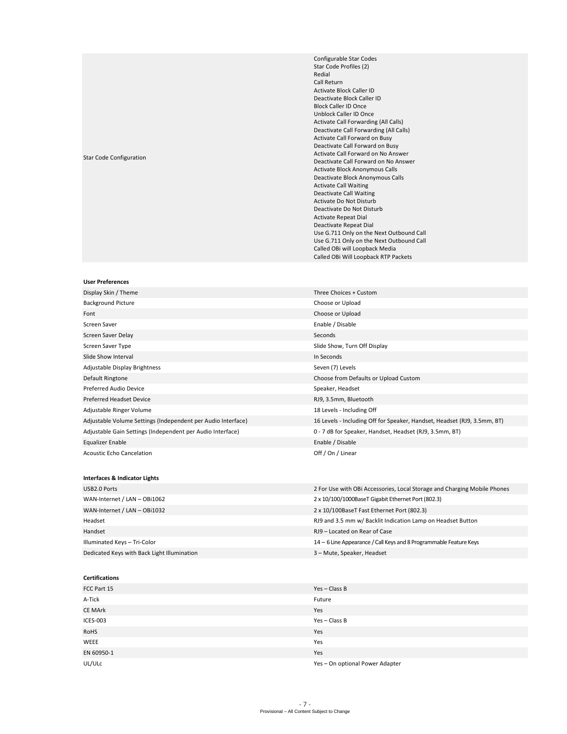| | |
|---|---|
| Star Code Configuration | Configurable Star Codes<br>Star Code Profiles (2)<br>Redial<br>Call Return<br>Activate Block Caller ID<br>Deactivate Block Caller ID<br>Block Caller ID Once<br>Unblock Caller ID Once<br>Activate Call Forwarding (All Calls)<br>Deactivate Call Forwarding (All Calls)<br>Activate Call Forward on Busy<br>Deactivate Call Forward on Busy<br>Activate Call Forward on No Answer<br>Deactivate Call Forward on No Answer<br>Activate Block Anonymous Calls<br>Deactivate Block Anonymous Calls<br>Activate Call Waiting<br>Deactivate Call Waiting<br>Activate Do Not Disturb<br>Deactivate Do Not Disturb<br>Activate Repeat Dial<br>Deactivate Repeat Dial<br>Use G.711 Only on the Next Outbound Call<br>Use G.711 Only on the Next Outbound Call<br>Called OBi will Loopback Media<br>Called OBi Will Loopback RTP Packets |

**User Preferences**

| | |
|---|---|
| Display Skin / Theme | Three Choices + Custom |
| Background Picture | Choose or Upload |
| Font | Choose or Upload |
| Screen Saver | Enable / Disable |
| Screen Saver Delay | Seconds |
| Screen Saver Type | Slide Show, Turn Off Display |
| Slide Show Interval | In Seconds |
| Adjustable Display Brightness | Seven (7) Levels |
| Default Ringtone | Choose from Defaults or Upload Custom |
| Preferred Audio Device | Speaker, Headset |
| Preferred Headset Device | RJ9, 3.5mm, Bluetooth |
| Adjustable Ringer Volume | 18 Levels - Including Off |
| Adjustable Volume Settings (Independent per Audio Interface) | 16 Levels - Including Off for Speaker, Handset, Headset (RJ9, 3.5mm, BT) |
| Adjustable Gain Settings (Independent per Audio Interface) | 0 - 7 dB for Speaker, Handset, Headset (RJ9, 3.5mm, BT) |
| Equalizer Enable | Enable / Disable |
| Acoustic Echo Cancelation | Off / On / Linear |

**Interfaces & Indicator Lights**

| | |
|---|---|
| USB2.0 Ports | 2 For Use with OBi Accessories, Local Storage and Charging Mobile Phones |
| WAN-Internet / LAN – OBi1062 | 2 x 10/100/1000BaseT Gigabit Ethernet Port (802.3) |
| WAN-Internet / LAN – OBi1032 | 2 x 10/100BaseT Fast Ethernet Port (802.3) |
| Headset | RJ9 and 3.5 mm w/ Backlit Indication Lamp on Headset Button |
| Handset | RJ9 – Located on Rear of Case |
| Illuminated Keys – Tri-Color | 14 – 6 Line Appearance / Call Keys and 8 Programmable Feature Keys |
| Dedicated Keys with Back Light Illumination | 3 – Mute, Speaker, Headset |

**Certifications**

| | |
|---|---|
| FCC Part 15 | Yes – Class B |
| A-Tick | Future |
| CE MArk | Yes |
| ICES-003 | Yes – Class B |
| RoHS | Yes |
| WEEE | Yes |
| EN 60950-1 | Yes |
| UL/ULc | Yes – On optional Power Adapter |

Provisional – All Content Subject to Change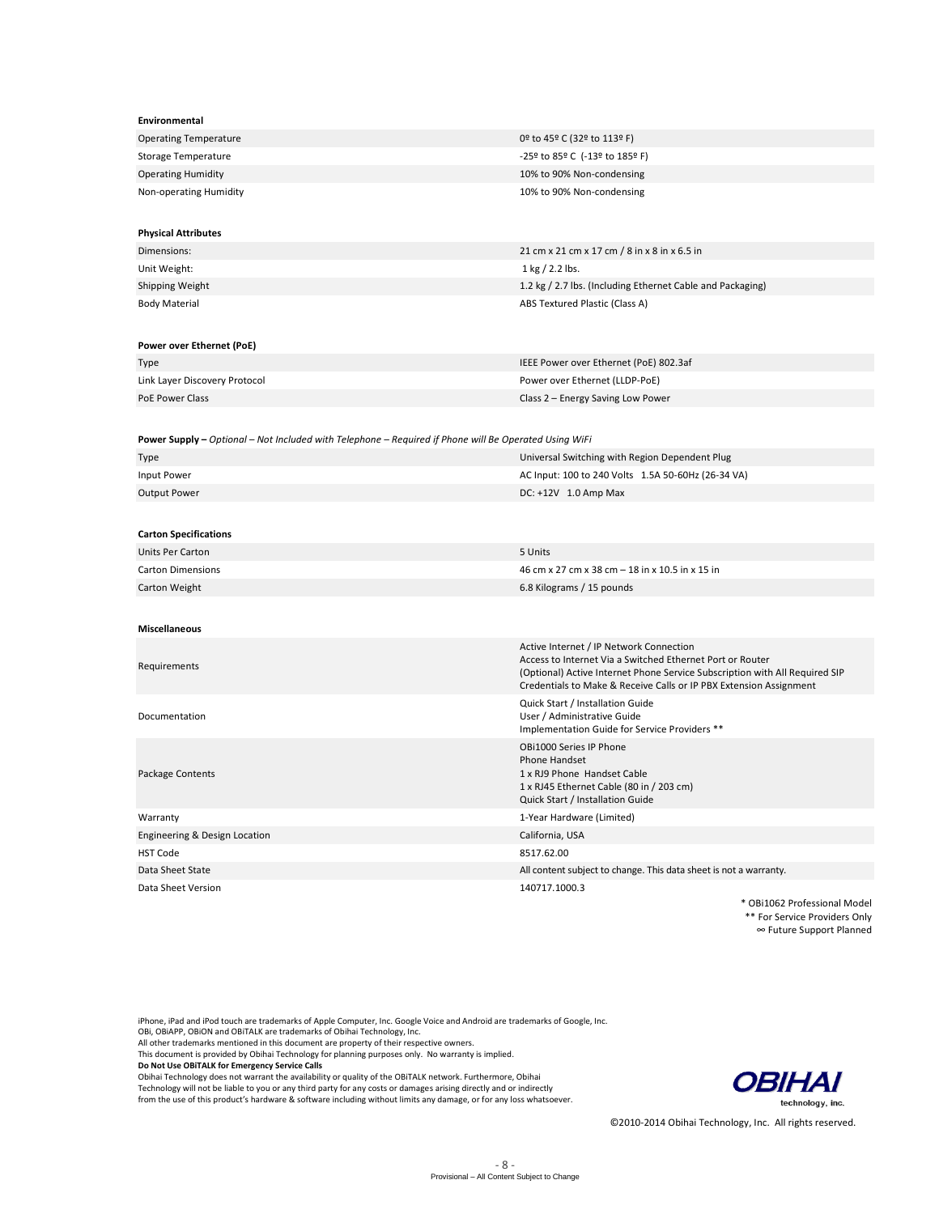**Environmental**

| | |
|---|---|
| Operating Temperature | 0º to 45º C (32º to 113º F) |
| Storage Temperature | -25º to 85º C (-13º to 185º F) |
| Operating Humidity | 10% to 90% Non-condensing |
| Non-operating Humidity | 10% to 90% Non-condensing |

**Physical Attributes**

| | |
|---|---|
| Dimensions: | 21 cm x 21 cm x 17 cm / 8 in x 8 in x 6.5 in |
| Unit Weight: | 1 kg / 2.2 lbs. |
| Shipping Weight | 1.2 kg / 2.7 lbs. (Including Ethernet Cable and Packaging) |
| Body Material | ABS Textured Plastic (Class A) |

**Power over Ethernet (PoE)**

| | |
|---|---|
| Type | IEEE Power over Ethernet (PoE) 802.3af |
| Link Layer Discovery Protocol | Power over Ethernet (LLDP-PoE) |
| PoE Power Class | Class 2 – Energy Saving Low Power |

**Power Supply –** *Optional – Not Included with Telephone – Required if Phone will Be Operated Using WiFi*

| | |
|---|---|
| Type | Universal Switching with Region Dependent Plug |
| Input Power | AC Input: 100 to 240 Volts 1.5A 50-60Hz (26-34 VA) |
| Output Power | DC: +12V 1.0 Amp Max |

**Carton Specifications**

| | |
|---|---|
| Units Per Carton | 5 Units |
| Carton Dimensions | 46 cm x 27 cm x 38 cm – 18 in x 10.5 in x 15 in |
| Carton Weight | 6.8 Kilograms / 15 pounds |

**Miscellaneous**

| | |
|---|---|
| Requirements | Active Internet / IP Network Connection<br>Access to Internet Via a Switched Ethernet Port or Router<br>(Optional) Active Internet Phone Service Subscription with All Required SIP Credentials to Make & Receive Calls or IP PBX Extension Assignment |
| Documentation | Quick Start / Installation Guide<br>User / Administrative Guide<br>Implementation Guide for Service Providers ** |
| Package Contents | OBi1000 Series IP Phone<br>Phone Handset<br>1 x RJ9 Phone Handset Cable<br>1 x RJ45 Ethernet Cable (80 in / 203 cm)<br>Quick Start / Installation Guide |
| Warranty | 1-Year Hardware (Limited) |
| Engineering & Design Location | California, USA |
| HST Code | 8517.62.00 |
| Data Sheet State | All content subject to change. This data sheet is not a warranty. |
| Data Sheet Version | 140717.1000.3 |

\* OBi1062 Professional Model
** For Service Providers Only
∞ Future Support Planned

iPhone, iPad and iPod touch are trademarks of Apple Computer, Inc. Google Voice and Android are trademarks of Google, Inc.
OBi, OBiAPP, OBiON and OBiTALK are trademarks of Obihai Technology, Inc.
All other trademarks mentioned in this document are property of their respective owners.
This document is provided by Obihai Technology for planning purposes only. No warranty is implied.
**Do Not Use OBiTALK for Emergency Service Calls**
Obihai Technology does not warrant the availability or quality of the OBiTALK network. Furthermore, Obihai Technology will not be liable to you or any third party for any costs or damages arising directly and or indirectly from the use of this product's hardware & software including without limits any damage, or for any loss whatsoever.

OBIHAI technology, inc.

©2010-2014 Obihai Technology, Inc. All rights reserved.

Provisional – All Content Subject to Change